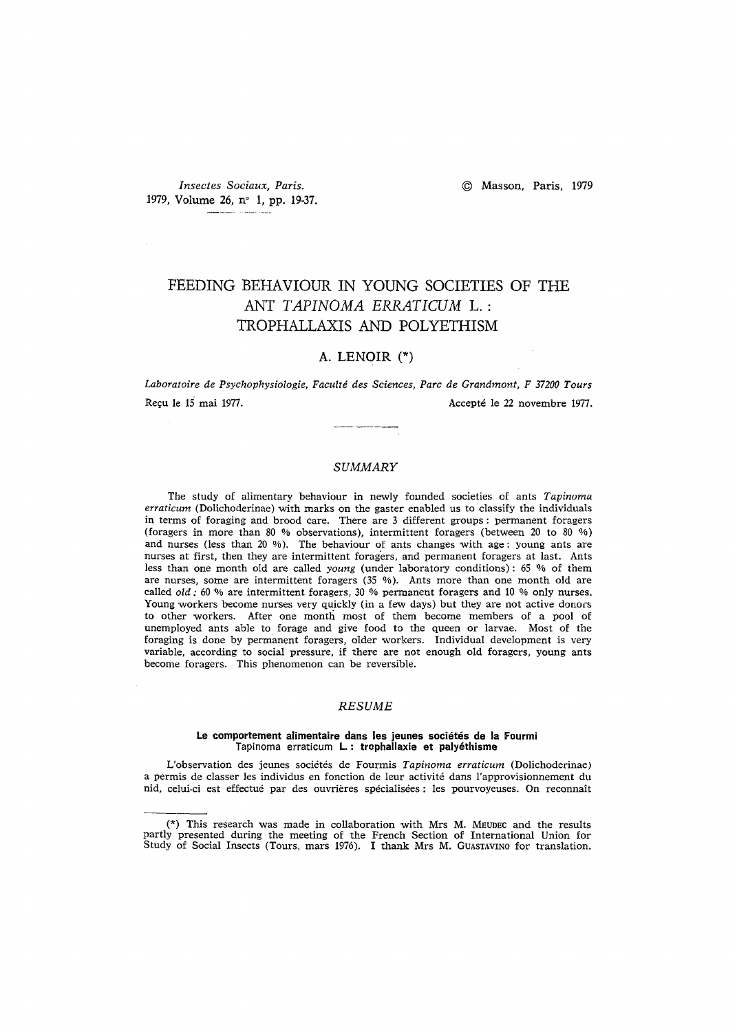# FEEDING BEHAVIOUR IN YOUNG SOCIETIES OF THE ANT *TAPINOMA ERRATICUM* L.: TROPHALLAXIS AND POLYETHISM

## A. LENOIR (*)

*Laboratoire de Psychophysiologie, Faculté des Sciences, Parc de Grandmont, F 37200 Tours*

Reçu le 15 mai 1977. Accepté le 22 novembre 1977.

## *SUMMARY*

The study of alimentary behaviour in newly founded societies of ants *Tapinoma erraticum* (Dolichoderinae) with marks on the gaster enabled us to classify the individuals in terms of foraging and brood care. There are 3 different groups: permanent foragers (foragers in more than 80 % observations), intermittent foragers (between 20 to 80 %) and nurses (less than 20 %). The behaviour of ants changes with age: young ants are nurses at first, then they are intermittent foragers, and permanent foragers at last. Ants less than one month old are called *young* (under laboratory conditions): 65 % of them are nurses, some are intermittent foragers (35 %). Ants more than one month old are called *old*: 60 % are intermittent foragers, 30 % permanent foragers and 10 % only nurses. Young workers become nurses very quickly (in a few days) but they are not active donors to other workers. After one month most of them become members of a pool of unemployed ants able to forage and give food to the queen or larvae. Most of the foraging is done by permanent foragers, older workers. Individual development is very variable, according to social pressure, if there are not enough old foragers, young ants become foragers. This phenomenon can be reversible.

## *RESUME*

### Le comportement alimentaire dans les jeunes sociétés de la Fourmi Tapinoma erraticum L.: trophallaxie et palyéthisme

L'observation des jeunes sociétés de Fourmis *Tapinoma erraticum* (Dolichoderinae) a permis de classer les individus en fonction de leur activité dans l'approvisionnement du nid, celui-ci est effectué par des ouvrières spécialisées: les pourvoyeuses. On reconnaît

(*) This research was made in collaboration with Mrs M. MEUDEC and the results partly presented during the meeting of the French Section of International Union for Study of Social Insects (Tours, mars 1976). I thank Mrs M. GUASTAVINO for translation.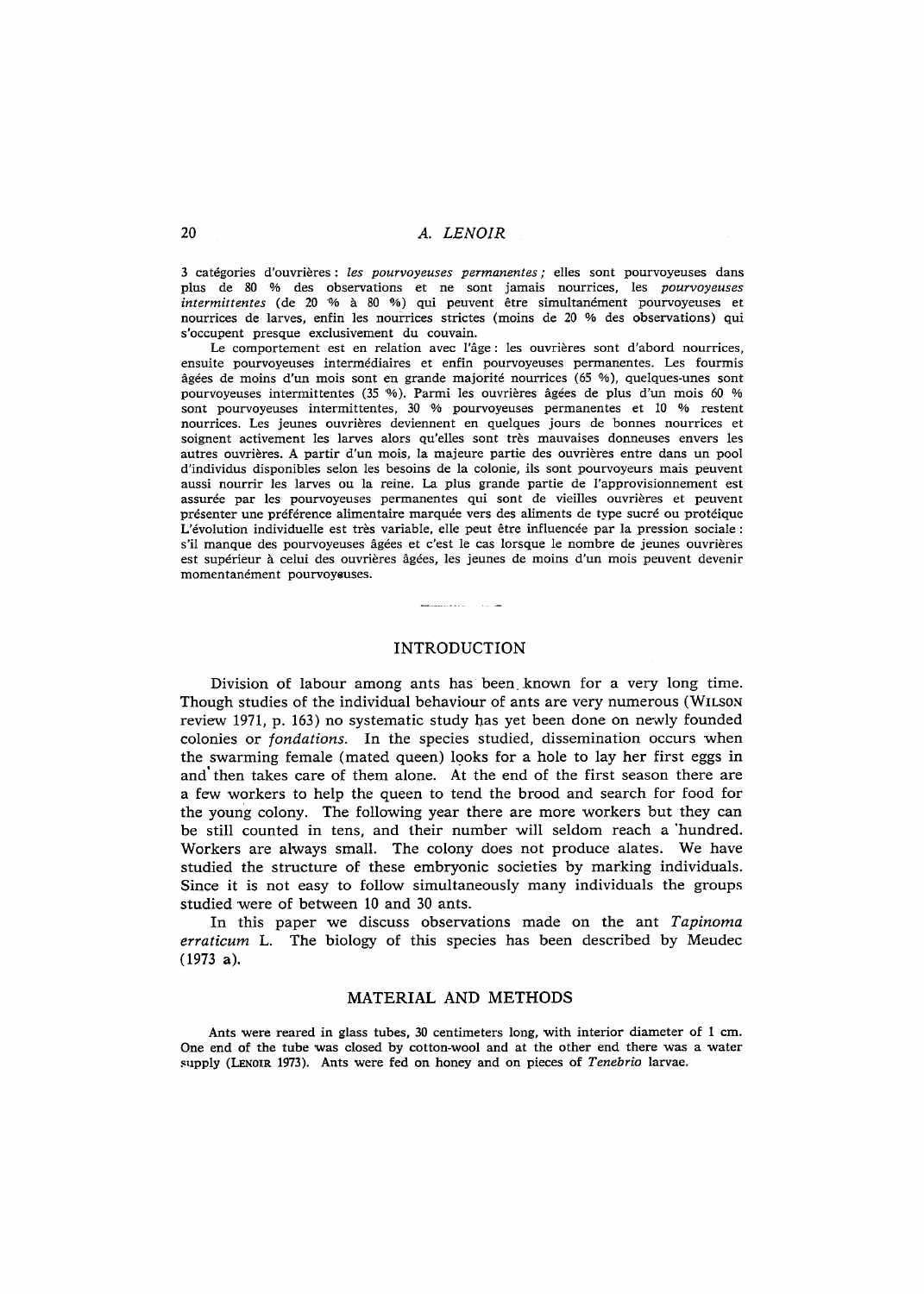3 catégories d'ouvrières : *les pourvoyeuses permanentes ;* elles sont pourvoyeuses dans plus de 80 % des observations et ne sont jamais nourrices, les *pourvoyeuses intermittentes* (de 20 % à 80 %) qui peuvent être simultanément pourvoyeuses et nourrices de larves, enfin les nourrices strictes (moins de 20 % des observations) qui s'occupent presque exclusivement du couvain.

Le comportement est en relation avec l'âge : les ouvrières sont d'abord nourrices, ensuite pourvoyeuses intermédiaires et enfin pourvoyeuses permanentes. Les fourmis âgées de moins d'un mois sont en grande majorité nourrices (65 %), quelques-unes sont pourvoyeuses intermittentes (35 %). Parmi les ouvrières âgées de plus d'un mois 60 % sont pourvoyeuses intermittentes, 30 % pourvoyeuses permanentes et 10 % restent nourrices. Les jeunes ouvrières deviennent en quelques jours de bonnes nourrices et soignent activement les larves alors qu'elles sont très mauvaises donneuses envers les autres ouvrières. A partir d'un mois, la majeure partie des ouvrières entre dans un pool d'individus disponibles selon les besoins de la colonie, ils sont pourvoyeurs mais peuvent aussi nourrir les larves ou la reine. La plus grande partie de l'approvisionnement est assurée par les pourvoyeuses permanentes qui sont de vieilles ouvrières et peuvent présenter une préférence alimentaire marquée vers des aliments de type sucré ou protéique L'évolution individuelle est très variable, elle peut être influencée par la pression sociale : s'il manque des pourvoyeuses âgées et c'est le cas lorsque le nombre de jeunes ouvrières est supérieur à celui des ouvrières âgées, les jeunes de moins d'un mois peuvent devenir momentanément pourvoyeuses.

## INTRODUCTION

Division of labour among ants has been known for a very long time. Though studies of the individual behaviour of ants are very numerous (WILSON review 1971, p. 163) no systematic study has yet been done on newly founded colonies or *fondations*. In the species studied, dissemination occurs when the swarming female (mated queen) looks for a hole to lay her first eggs in and then takes care of them alone. At the end of the first season there are a few workers to help the queen to tend the brood and search for food for the young colony. The following year there are more workers but they can be still counted in tens, and their number will seldom reach a hundred. Workers are always small. The colony does not produce alates. We have studied the structure of these embryonic societies by marking individuals. Since it is not easy to follow simultaneously many individuals the groups studied were of between 10 and 30 ants.

In this paper we discuss observations made on the ant *Tapinoma erraticum* L. The biology of this species has been described by Meudec (1973 a).

## MATERIAL AND METHODS

Ants were reared in glass tubes, 30 centimeters long, with interior diameter of 1 cm. One end of the tube was closed by cotton-wool and at the other end there was a water supply (LENOIR 1973). Ants were fed on honey and on pieces of *Tenebrio* larvae.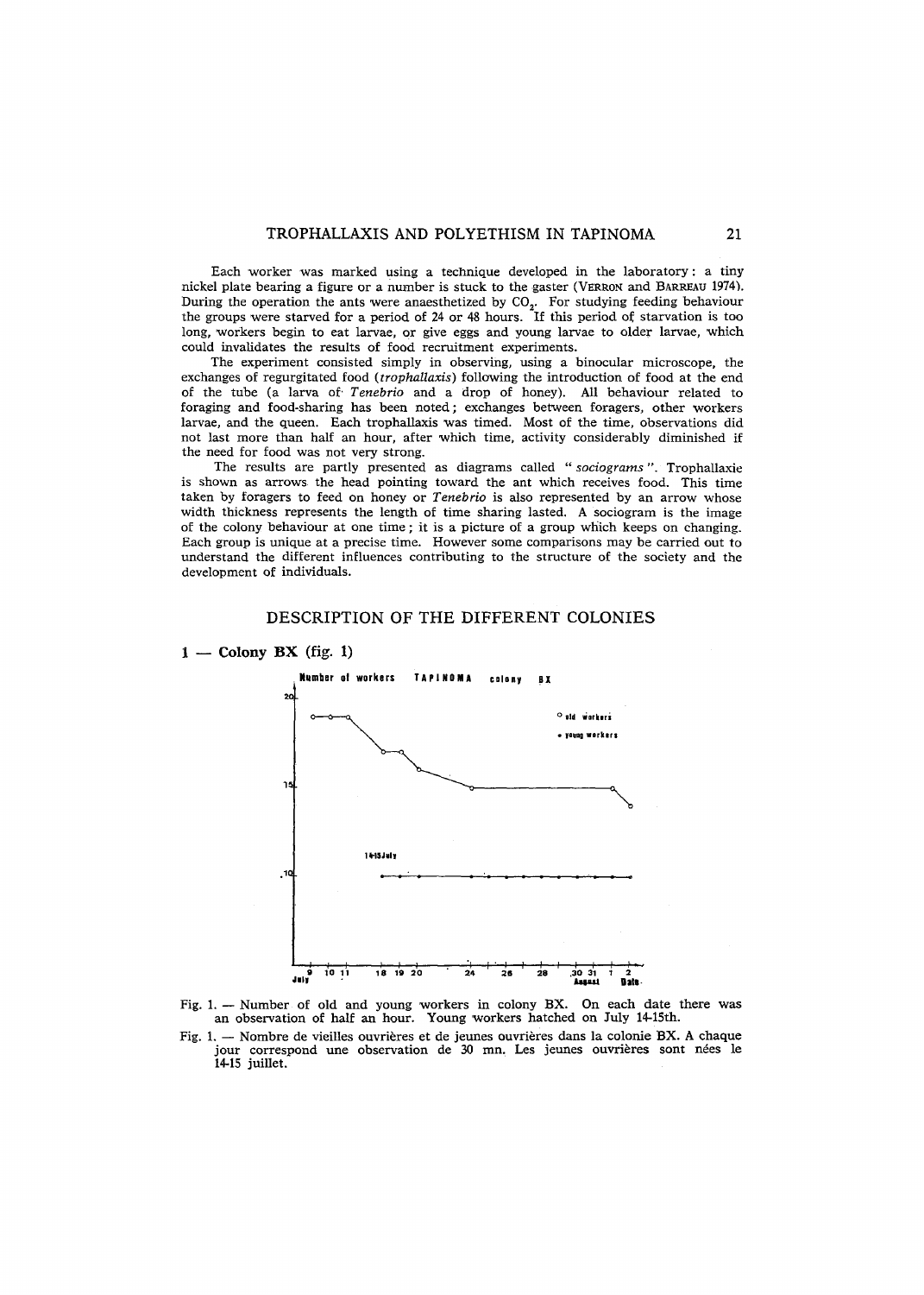Each worker was marked using a technique developed in the laboratory: a tiny nickel plate bearing a figure or a number is stuck to the gaster (VERRON and BARREAU 1974). During the operation the ants were anaesthetized by $CO_2$. For studying feeding behaviour the groups were starved for a period of 24 or 48 hours. If this period of starvation is too long, workers begin to eat larvae, or give eggs and young larvae to older larvae, which could invalidates the results of food recruitment experiments.

The experiment consisted simply in observing, using a binocular microscope, the exchanges of regurgitated food (*trophallaxis*) following the introduction of food at the end of the tube (a larva of *Tenebrio* and a drop of honey). All behaviour related to foraging and food-sharing has been noted; exchanges between foragers, other workers larvae, and the queen. Each trophallaxis was timed. Most of the time, observations did not last more than half an hour, after which time, activity considerably diminished if the need for food was not very strong.

The results are partly presented as diagrams called "*sociograms*". Trophallaxie is shown as arrows the head pointing toward the ant which receives food. This time taken by foragers to feed on honey or *Tenebrio* is also represented by an arrow whose width thickness represents the length of time sharing lasted. A sociogram is the image of the colony behaviour at one time; it is a picture of a group which keeps on changing. Each group is unique at a precise time. However some comparisons may be carried out to understand the different influences contributing to the structure of the society and the development of individuals.

## DESCRIPTION OF THE DIFFERENT COLONIES

### 1 — Colony BX (fig. 1)

Number of workers TAPINOMA colony BX

○ old workers

• young workers

14-15 July

20

15

10

9 10 11 18 19 20 24 26 28 30 31 1 2

July August Date

Fig. 1. — Number of old and young workers in colony BX. On each date there was an observation of half an hour. Young workers hatched on July 14-15th.

Fig. 1. — Nombre de vieilles ouvrières et de jeunes ouvrières dans la colonie BX. A chaque jour correspond une observation de 30 mn. Les jeunes ouvrières sont nées le 14-15 juillet.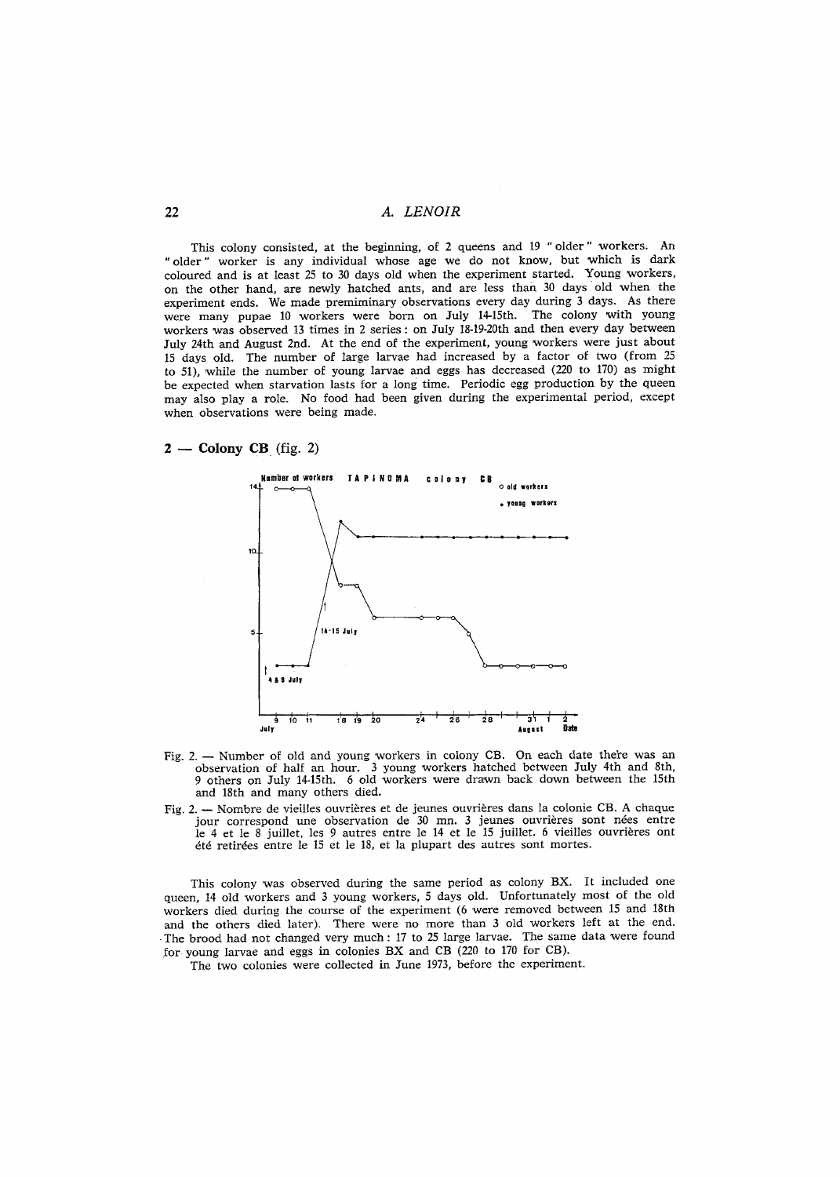This colony consisted, at the beginning, of 2 queens and 19 "older" workers. An "older" worker is any individual whose age we do not know, but which is dark coloured and is at least 25 to 30 days old when the experiment started. Young workers, on the other hand, are newly hatched ants, and are less than 30 days old when the experiment ends. We made premiminary observations every day during 3 days. As there were many pupae 10 workers were born on July 14-15th. The colony with young workers was observed 13 times in 2 series: on July 18-19-20th and then every day between July 24th and August 2nd. At the end of the experiment, young workers were just about 15 days old. The number of large larvae had increased by a factor of two (from 25 to 51), while the number of young larvae and eggs has decreased (220 to 170) as might be expected when starvation lasts for a long time. Periodic egg production by the queen may also play a role. No food had been given during the experimental period, except when observations were being made.

## 2 — Colony CB (fig. 2)

Number of workers TAPINOMA colony CB

o old workers

• young workers

14

10

5

4 & 8 July

14-15 July

9 10 11 18 19 20 24 26 28 31 1 2

July August Date

Fig. 2. — Number of old and young workers in colony CB. On each date there was an observation of half an hour. 3 young workers hatched between July 4th and 8th, 9 others on July 14-15th. 6 old workers were drawn back down between the 15th and 18th and many others died.

Fig. 2. — Nombre de vieilles ouvrières et de jeunes ouvrières dans la colonie CB. A chaque jour correspond une observation de 30 mn. 3 jeunes ouvrières sont nées entre le 4 et le 8 juillet, les 9 autres entre le 14 et le 15 juillet. 6 vieilles ouvrières ont été retirées entre le 15 et le 18, et la plupart des autres sont mortes.

This colony was observed during the same period as colony BX. It included one queen, 14 old workers and 3 young workers, 5 days old. Unfortunately most of the old workers died during the course of the experiment (6 were removed between 15 and 18th and the others died later). There were no more than 3 old workers left at the end. The brood had not changed very much: 17 to 25 large larvae. The same data were found for young larvae and eggs in colonies BX and CB (220 to 170 for CB).

The two colonies were collected in June 1973, before the experiment.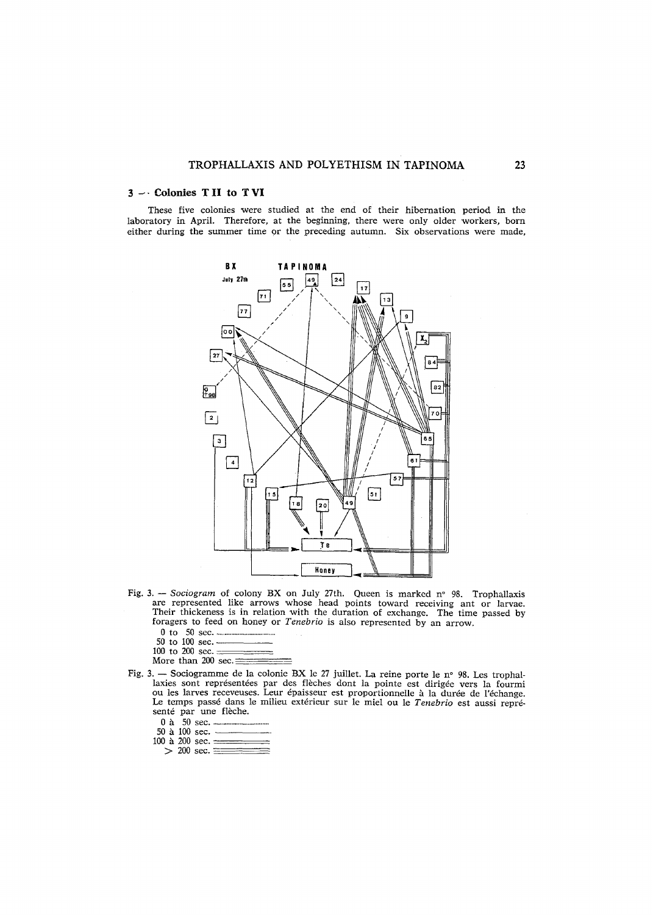### 3 — Colonies T II to T VI

These five colonies were studied at the end of their hibernation period in the laboratory in April. Therefore, at the beginning, there were only older workers, born either during the summer time or the preceding autumn. Six observations were made,

Fig. 3. — *Sociogram* of colony BX on July 27th. Queen is marked n° 98. Trophallaxis are represented like arrows whose head points toward receiving ant or larvae. Their thickeness is in relation with the duration of exchange. The time passed by foragers to feed on honey or *Tenebrio* is also represented by an arrow.

0 to 50 sec.
50 to 100 sec.
100 to 200 sec.
More than 200 sec.

Fig. 3. — Sociogramme de la colonie BX le 27 juillet. La reine porte le n° 98. Les trophallaxies sont représentées par des flèches dont la pointe est dirigée vers la fourmi ou les larves receveuses. Leur épaisseur est proportionnelle à la durée de l'échange. Le temps passé dans le milieu extérieur sur le miel ou le *Tenebrio* est aussi représenté par une flèche.

0 à 50 sec.
50 à 100 sec.
100 à 200 sec.
> 200 sec.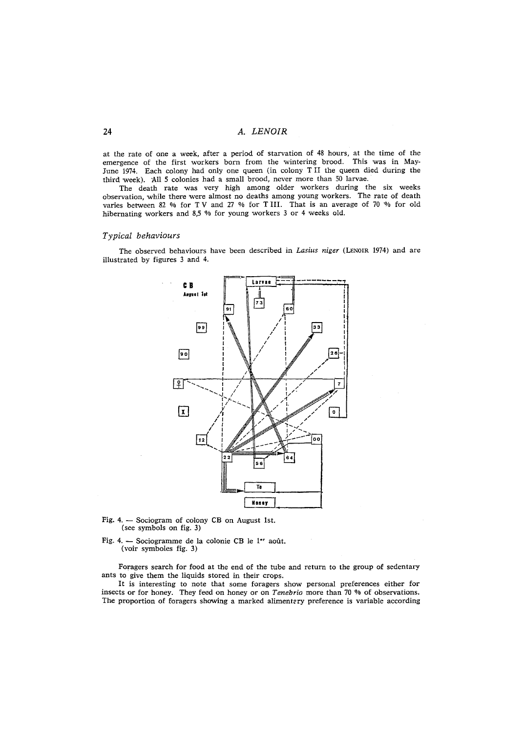at the rate of one a week, after a period of starvation of 48 hours, at the time of the emergence of the first workers born from the wintering brood. This was in May-June 1974. Each colony had only one queen (in colony T II the queen died during the third week). All 5 colonies had a small brood, never more than 50 larvae.

The death rate was very high among older workers during the six weeks observation, while there were almost no deaths among young workers. The rate of death varies between 82 % for T V and 27 % for T III. That is an average of 70 % for old hibernating workers and 8,5 % for young workers 3 or 4 weeks old.

### *Typical behaviours*

The observed behaviours have been described in *Lasius niger* (LENOIR 1974) and are illustrated by figures 3 and 4.

CB
August 1st

Larvae

91

73

60

99

33

90

26

♀

7

X

0

12

00

22

56

64

Te

Honey

Fig. 4. — Sociogram of colony CB on August 1st.
(see symbols on fig. 3)

Fig. 4. — Sociogramme de la colonie CB le 1er août.
(voir symboles fig. 3)

Foragers search for food at the end of the tube and return to the group of sedentary ants to give them the liquids stored in their crops.

It is interesting to note that some foragers show personal preferences either for insects or for honey. They feed on honey or on *Tenebrio* more than 70 % of observations. The proportion of foragers showing a marked alimentary preference is variable according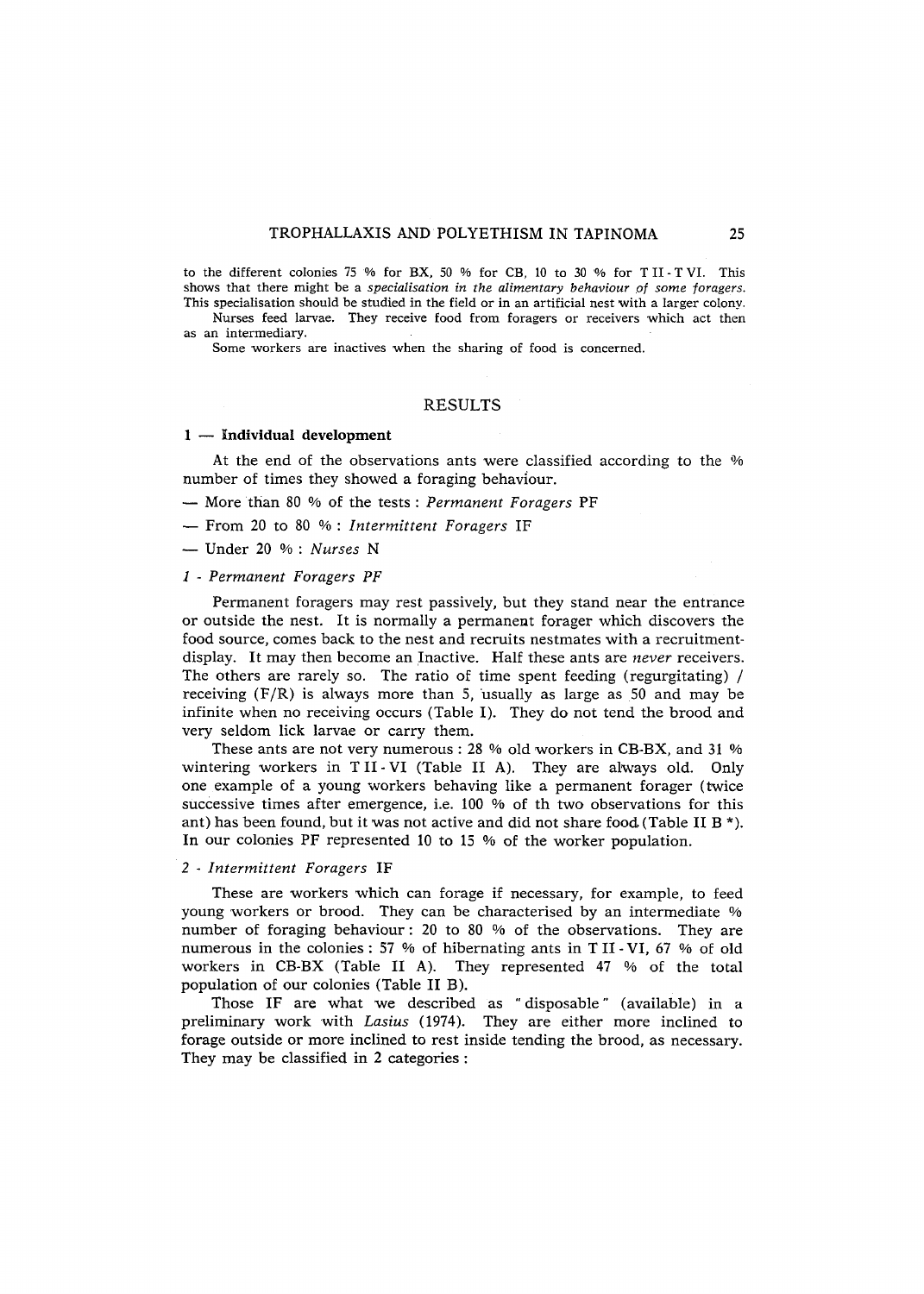to the different colonies 75 % for BX, 50 % for CB, 10 to 30 % for T II - T VI. This shows that there might be a *specialisation in the alimentary behaviour of some foragers.* This specialisation should be studied in the field or in an artificial nest with a larger colony.

Nurses feed larvae. They receive food from foragers or receivers which act then as an intermediary.

Some workers are inactives when the sharing of food is concerned.

## RESULTS

### 1 — Individual development

At the end of the observations ants were classified according to the % number of times they showed a foraging behaviour.

— More than 80 % of the tests : *Permanent Foragers* PF

— From 20 to 80 % : *Intermittent Foragers* IF

— Under 20 % : *Nurses* N

#### *1 - Permanent Foragers PF*

Permanent foragers may rest passively, but they stand near the entrance or outside the nest. It is normally a permanent forager which discovers the food source, comes back to the nest and recruits nestmates with a recruitment-display. It may then become an Inactive. Half these ants are *never* receivers. The others are rarely so. The ratio of time spent feeding (regurgitating) / receiving (F/R) is always more than 5, usually as large as 50 and may be infinite when no receiving occurs (Table I). They do not tend the brood and very seldom lick larvae or carry them.

These ants are not very numerous : 28 % old workers in CB-BX, and 31 % wintering workers in T II - VI (Table II A). They are always old. Only one example of a young workers behaving like a permanent forager (twice successive times after emergence, i.e. 100 % of th two observations for this ant) has been found, but it was not active and did not share food (Table II B *). In our colonies PF represented 10 to 15 % of the worker population.

#### *2 - Intermittent Foragers* IF

These are workers which can forage if necessary, for example, to feed young workers or brood. They can be characterised by an intermediate % number of foraging behaviour : 20 to 80 % of the observations. They are numerous in the colonies : 57 % of hibernating ants in T II - VI, 67 % of old workers in CB-BX (Table II A). They represented 47 % of the total population of our colonies (Table II B).

Those IF are what we described as " disposable " (available) in a preliminary work with *Lasius* (1974). They are either more inclined to forage outside or more inclined to rest inside tending the brood, as necessary. They may be classified in 2 categories :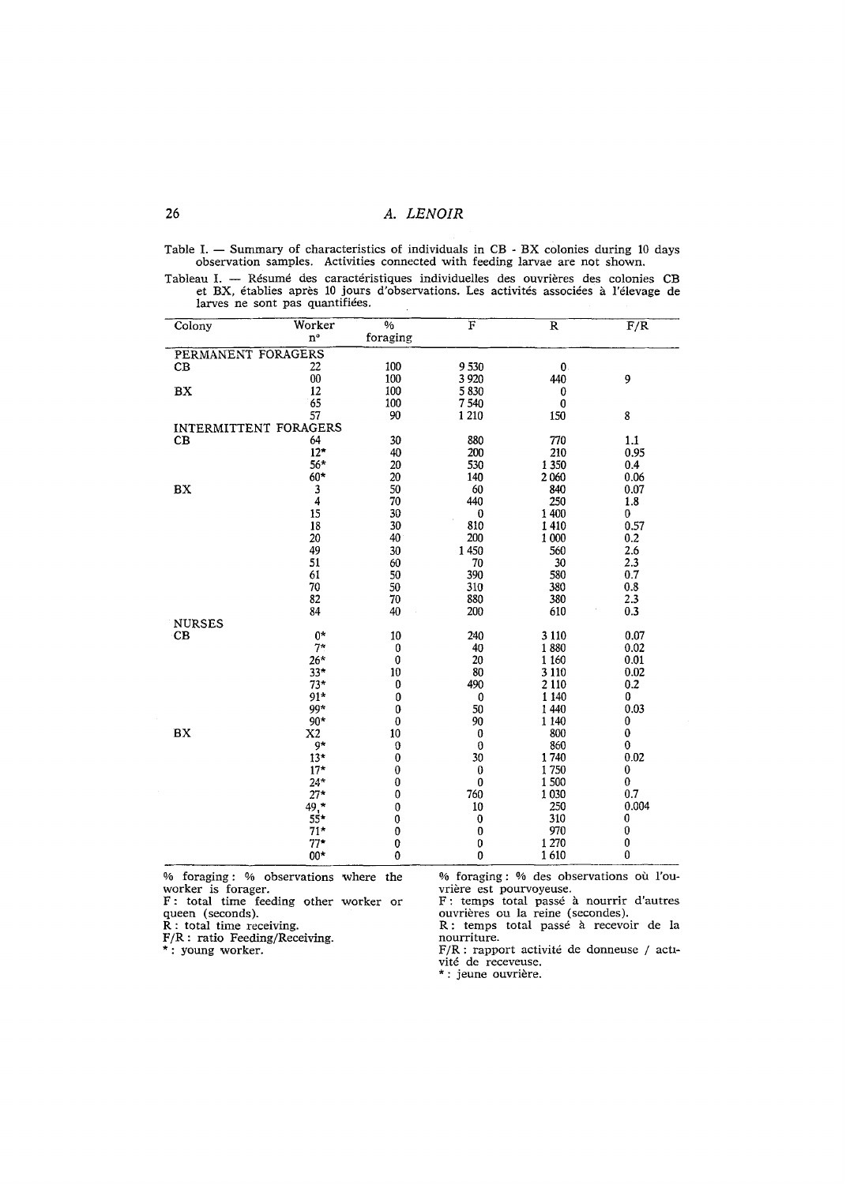Table I. — Summary of characteristics of individuals in CB - BX colonies during 10 days observation samples. Activities connected with feeding larvae are not shown.

Tableau I. — Résumé des caractéristiques individuelles des ouvrières des colonies CB et BX, établies après 10 jours d'observations. Les activités associées à l'élevage de larves ne sont pas quantifiées.

| Colony | Worker n° | % foraging | F | R | F/R |
|---|---|---|---|---|---|
| PERMANENT FORAGERS | | | | | |
| CB | 22 | 100 | 9 530 | 0 | |
| | 00 | 100 | 3 920 | 440 | 9 |
| BX | 12 | 100 | 5 830 | 0 | |
| | 65 | 100 | 7 540 | 0 | |
| | 57 | 90 | 1 210 | 150 | 8 |
| INTERMITTENT FORAGERS | | | | | |
| CB | 64 | 30 | 880 | 770 | 1.1 |
| | 12* | 40 | 200 | 210 | 0.95 |
| | 56* | 20 | 530 | 1 350 | 0.4 |
| | 60* | 20 | 140 | 2 060 | 0.06 |
| BX | 3 | 50 | 60 | 840 | 0.07 |
| | 4 | 70 | 440 | 250 | 1.8 |
| | 15 | 30 | 0 | 1 400 | 0 |
| | 18 | 30 | 810 | 1 410 | 0.57 |
| | 20 | 40 | 200 | 1 000 | 0.2 |
| | 49 | 30 | 1 450 | 560 | 2.6 |
| | 51 | 60 | 70 | 30 | 2.3 |
| | 61 | 50 | 390 | 580 | 0.7 |
| | 70 | 50 | 310 | 380 | 0.8 |
| | 82 | 70 | 880 | 380 | 2.3 |
| | 84 | 40 | 200 | 610 | 0.3 |
| NURSES | | | | | |
| CB | 0* | 10 | 240 | 3 110 | 0.07 |
| | 7* | 0 | 40 | 1 880 | 0.02 |
| | 26* | 0 | 20 | 1 160 | 0.01 |
| | 33* | 10 | 80 | 3 110 | 0.02 |
| | 73* | 0 | 490 | 2 110 | 0.2 |
| | 91* | 0 | 0 | 1 140 | 0 |
| | 99* | 0 | 50 | 1 440 | 0.03 |
| | 90* | 0 | 90 | 1 140 | 0 |
| BX | X2 | 10 | 0 | 800 | 0 |
| | 9* | 0 | 0 | 860 | 0 |
| | 13* | 0 | 30 | 1 740 | 0.02 |
| | 17* | 0 | 0 | 1 750 | 0 |
| | 24* | 0 | 0 | 1 500 | 0 |
| | 27* | 0 | 760 | 1 030 | 0.7 |
| | 49,* | 0 | 10 | 250 | 0.004 |
| | 55* | 0 | 0 | 310 | 0 |
| | 71* | 0 | 0 | 970 | 0 |
| | 77* | 0 | 0 | 1 270 | 0 |
| | 00* | 0 | 0 | 1 610 | 0 |

% foraging: % observations where the worker is forager.
F: total time feeding other worker or queen (seconds).
R: total time receiving.
F/R: ratio Feeding/Receiving.
*: young worker.

% foraging: % des observations où l'ouvrière est pourvoyeuse.
F: temps total passé à nourrir d'autres ouvrières ou la reine (secondes).
R: temps total passé à recevoir de la nourriture.
F/R: rapport activité de donneuse / activité de receveuse.
*: jeune ouvrière.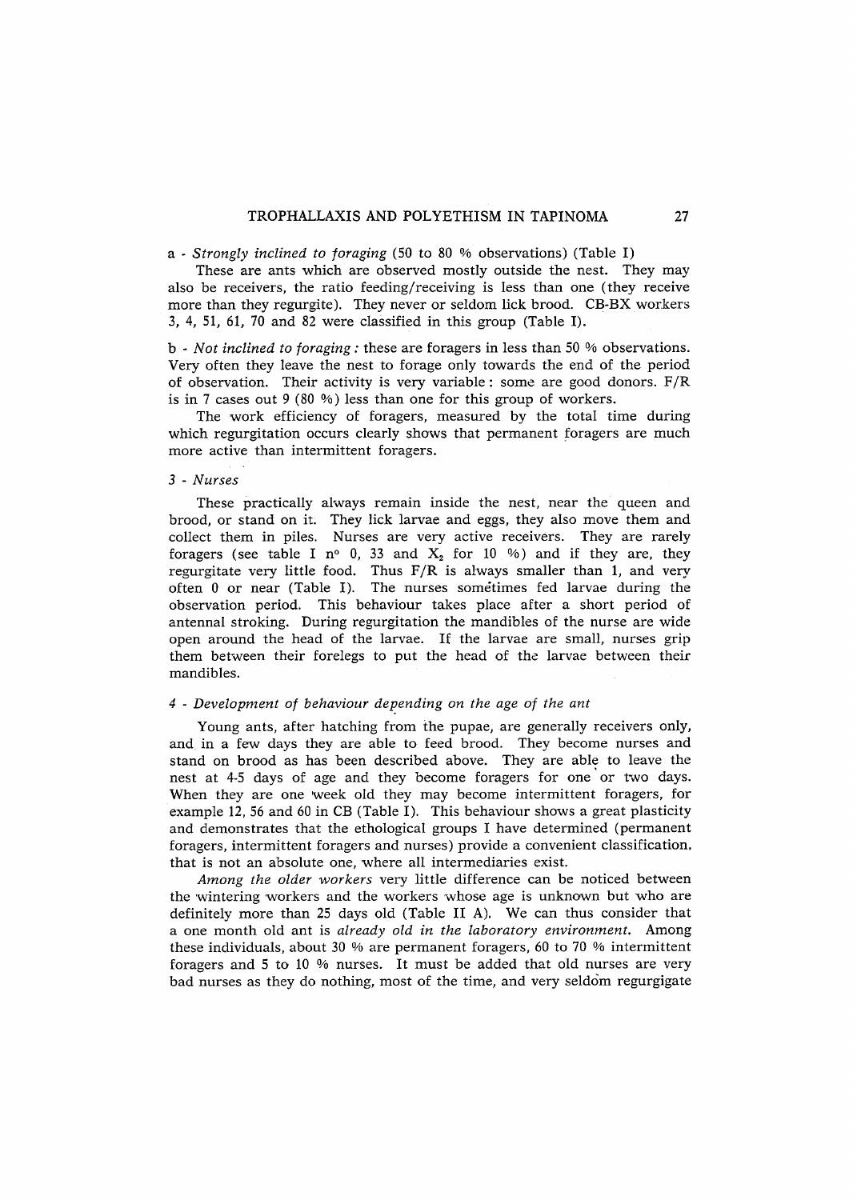a - *Strongly inclined to foraging* (50 to 80 % observations) (Table I)

These are ants which are observed mostly outside the nest. They may also be receivers, the ratio feeding/receiving is less than one (they receive more than they regurgite). They never or seldom lick brood. CB-BX workers 3, 4, 51, 61, 70 and 82 were classified in this group (Table I).

b - *Not inclined to foraging :* these are foragers in less than 50 % observations. Very often they leave the nest to forage only towards the end of the period of observation. Their activity is very variable : some are good donors. F/R is in 7 cases out 9 (80 %) less than one for this group of workers.

The work efficiency of foragers, measured by the total time during which regurgitation occurs clearly shows that permanent foragers are much more active than intermittent foragers.

### 3 - *Nurses*

These practically always remain inside the nest, near the queen and brood, or stand on it. They lick larvae and eggs, they also move them and collect them in piles. Nurses are very active receivers. They are rarely foragers (see table I n° 0, 33 and $X_2$ for 10 %) and if they are, they regurgitate very little food. Thus F/R is always smaller than 1, and very often 0 or near (Table I). The nurses sometimes fed larvae during the observation period. This behaviour takes place after a short period of antennal stroking. During regurgitation the mandibles of the nurse are wide open around the head of the larvae. If the larvae are small, nurses grip them between their forelegs to put the head of the larvae between their mandibles.

### 4 - *Development of behaviour depending on the age of the ant*

Young ants, after hatching from the pupae, are generally receivers only, and in a few days they are able to feed brood. They become nurses and stand on brood as has been described above. They are able to leave the nest at 4-5 days of age and they become foragers for one or two days. When they are one week old they may become intermittent foragers, for example 12, 56 and 60 in CB (Table I). This behaviour shows a great plasticity and demonstrates that the ethological groups I have determined (permanent foragers, intermittent foragers and nurses) provide a convenient classification, that is not an absolute one, where all intermediaries exist.

*Among the older workers* very little difference can be noticed between the wintering workers and the workers whose age is unknown but who are definitely more than 25 days old (Table II A). We can thus consider that a one month old ant is *already old in the laboratory environment.* Among these individuals, about 30 % are permanent foragers, 60 to 70 % intermittent foragers and 5 to 10 % nurses. It must be added that old nurses are very bad nurses as they do nothing, most of the time, and very seldom regurgigate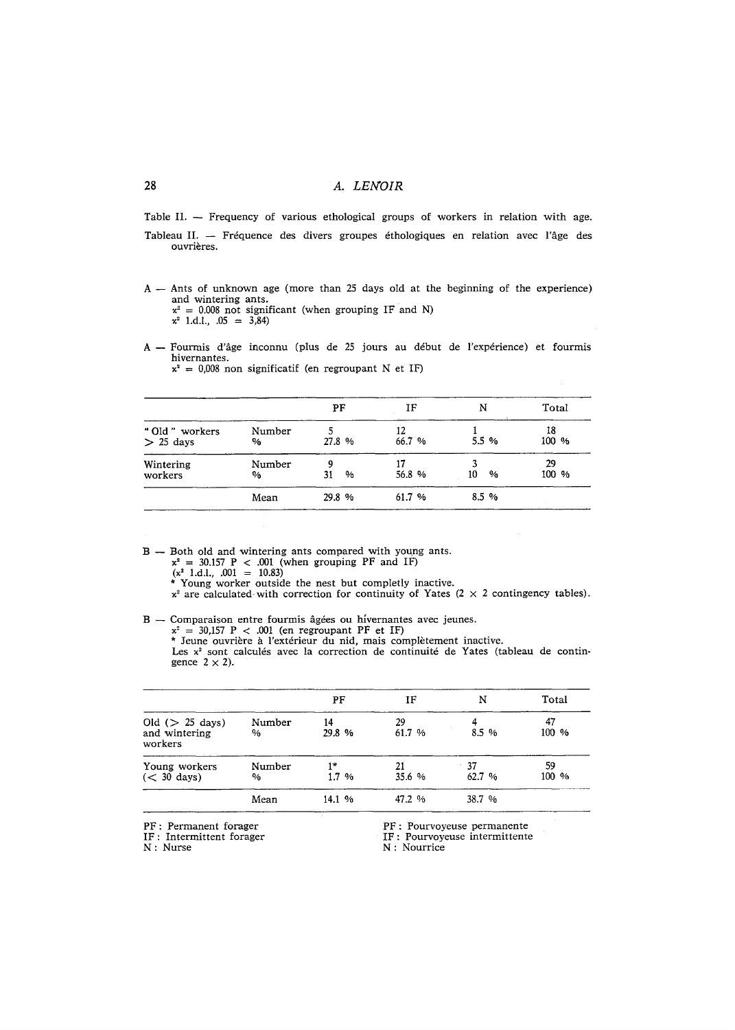Table II. — Frequency of various ethological groups of workers in relation with age.

Tableau II. — Fréquence des divers groupes éthologiques en relation avec l'âge des ouvrières.

A — Ants of unknown age (more than 25 days old at the beginning of the experience) and wintering ants.
$x^2 = 0.008$ not significant (when grouping IF and N)
($x^2$ 1.d.l., .05 = 3,84)

A — Fourmis d'âge inconnu (plus de 25 jours au début de l'expérience) et fourmis hivernantes.
$x^2 = 0{,}008$ non significatif (en regroupant N et IF)

| | | PF | IF | N | Total |
|---|---|---|---|---|---|
| " Old " workers > 25 days | Number<br>% | 5<br>27.8 % | 12<br>66.7 % | 1<br>5.5 % | 18<br>100 % |
| Wintering workers | Number<br>% | 9<br>31 % | 17<br>56.8 % | 3<br>10 % | 29<br>100 % |
| | Mean | 29.8 % | 61.7 % | 8.5 % | |

B — Both old and wintering ants compared with young ants.
$x^2 = 30.157$ $P < .001$ (when grouping PF and IF)
($x^2$ 1.d.l., .001 = 10.83)
\* Young worker outside the nest but completly inactive.
$x^2$ are calculated with correction for continuity of Yates (2 × 2 contingency tables).

B — Comparaison entre fourmis âgées ou hivernantes avec jeunes.
$x^2 = 30{,}157$ $P < .001$ (en regroupant PF et IF)
\* Jeune ouvrière à l'extérieur du nid, mais complètement inactive.
Les $x^2$ sont calculés avec la correction de continuité de Yates (tableau de contingence 2 × 2).

| | | PF | IF | N | Total |
|---|---|---|---|---|---|
| Old (> 25 days) and wintering workers | Number<br>% | 14<br>29.8 % | 29<br>61.7 % | 4<br>8.5 % | 47<br>100 % |
| Young workers (< 30 days) | Number<br>% | 1\*<br>1.7 % | 21<br>35.6 % | 37<br>62.7 % | 59<br>100 % |
| | Mean | 14.1 % | 47.2 % | 38.7 % | |

PF : Permanent forager
IF : Intermittent forager
N : Nurse

PF : Pourvoyeuse permanente
IF : Pourvoyeuse intermittente
N : Nourrice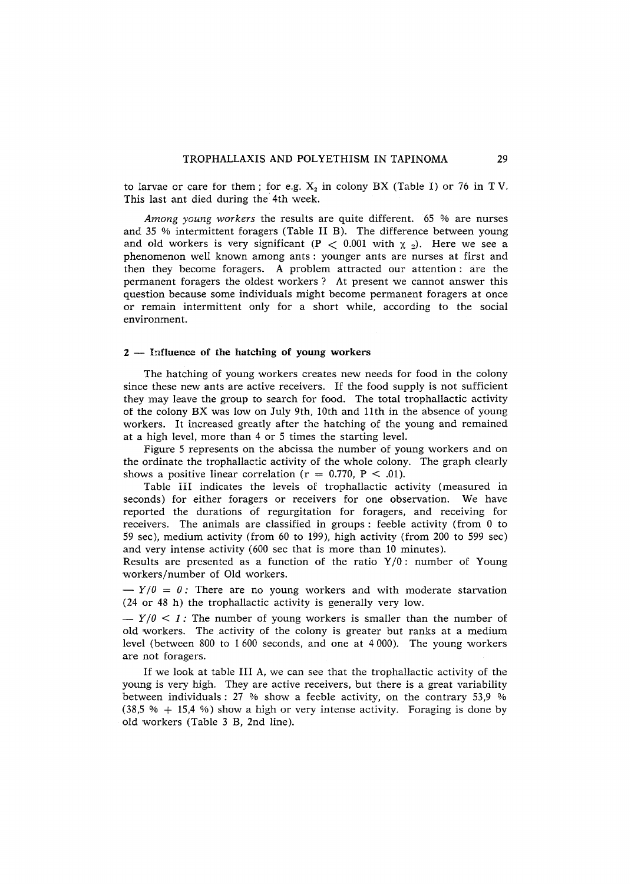to larvae or care for them ; for e.g. $X_2$ in colony BX (Table I) or 76 in T V. This last ant died during the 4th week.

*Among young workers* the results are quite different. 65 % are nurses and 35 % intermittent foragers (Table II B). The difference between young and old workers is very significant ($P < 0.001$ with $\chi_2$). Here we see a phenomenon well known among ants : younger ants are nurses at first and then they become foragers. A problem attracted our attention : are the permanent foragers the oldest workers ? At present we cannot answer this question because some individuals might become permanent foragers at once or remain intermittent only for a short while, according to the social environment.

## 2 — Influence of the hatching of young workers

The hatching of young workers creates new needs for food in the colony since these new ants are active receivers. If the food supply is not sufficient they may leave the group to search for food. The total trophallactic activity of the colony BX was low on July 9th, 10th and 11th in the absence of young workers. It increased greatly after the hatching of the young and remained at a high level, more than 4 or 5 times the starting level.

Figure 5 represents on the abcissa the number of young workers and on the ordinate the trophallactic activity of the whole colony. The graph clearly shows a positive linear correlation ($r = 0.770$, $P < .01$).

Table III indicates the levels of trophallactic activity (measured in seconds) for either foragers or receivers for one observation. We have reported the durations of regurgitation for foragers, and receiving for receivers. The animals are classified in groups : feeble activity (from 0 to 59 sec), medium activity (from 60 to 199), high activity (from 200 to 599 sec) and very intense activity (600 sec that is more than 10 minutes).
Results are presented as a function of the ratio Y/0 : number of Young workers/number of Old workers.

— *Y/0 = 0 :* There are no young workers and with moderate starvation (24 or 48 h) the trophallactic activity is generally very low.

— *Y/0 < 1 :* The number of young workers is smaller than the number of old workers. The activity of the colony is greater but ranks at a medium level (between 800 to 1 600 seconds, and one at 4 000). The young workers are not foragers.

If we look at table III A, we can see that the trophallactic activity of the young is very high. They are active receivers, but there is a great variability between individuals : 27 % show a feeble activity, on the contrary 53,9 % (38,5 % + 15,4 %) show a high or very intense activity. Foraging is done by old workers (Table 3 B, 2nd line).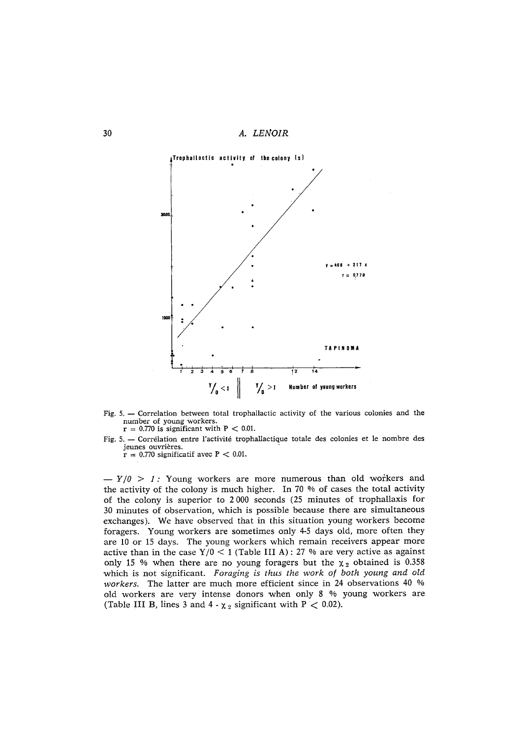Trophallactic activity of the colony (s)

3000

1000

y = 468 + 217 x

r = 0,770

TAPINOMA

1 2 3 4 5 6 7 8 12 14

Y/O < 1 Y/O > 1 Number of young workers

Fig. 5. — Correlation between total trophallactic activity of the various colonies and the number of young workers.
r = 0.770 is significant with $P < 0.01$.

Fig. 5. — Corrélation entre l'activité trophallactique totale des colonies et le nombre des jeunes ouvrières.
r = 0.770 significatif avec $P < 0.01$.

— *Y/0 > 1:* Young workers are more numerous than old workers and the activity of the colony is much higher. In 70 % of cases the total activity of the colony is superior to 2 000 seconds (25 minutes of trophallaxis for 30 minutes of observation, which is possible because there are simultaneous exchanges). We have observed that in this situation young workers become foragers. Young workers are sometimes only 4-5 days old, more often they are 10 or 15 days. The young workers which remain receivers appear more active than in the case Y/0 < 1 (Table III A): 27 % are very active as against only 15 % when there are no young foragers but the $\chi_2$ obtained is 0.358 which is not significant. *Foraging is thus the work of both young and old workers.* The latter are much more efficient since in 24 observations 40 % old workers are very intense donors when only 8 % young workers are (Table III B, lines 3 and 4 - $\chi_2$ significant with $P < 0.02$).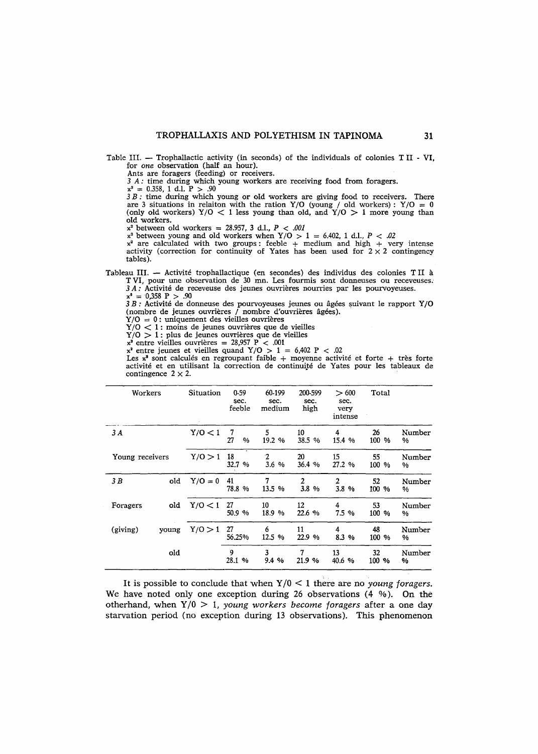Table III. — Trophallactic activity (in seconds) of the individuals of colonies T II - VI, for *one* observation (half an hour).
Ants are foragers (feeding) or receivers.
*3 A*: time during which young workers are receiving food from foragers.
$x^2 = 0.358$, 1 d.l. $P > .90$
*3 B*: time during which young or old workers are giving food to receivers. There are 3 situations in relaiton with the ration Y/O (young / old workers): Y/O = 0 (only old workers) Y/O < 1 less young than old, and Y/O > 1 more young than old workers.
$x^2$ between old workers = 28.957, 3 d.l., $P < .001$
$x^2$ between young and old workers when Y/O > 1 = 6.402, 1 d.l., $P < .02$
$x^2$ are calculated with two groups: feeble + medium and high + very intense activity (correction for continuity of Yates has been used for 2 × 2 contingency tables).

Tableau III. — Activité trophallactique (en secondes) des individus des colonies T II à T VI, pour une observation de 30 mn. Les fourmis sont donneuses ou receveuses.
*3 A*: Activité de receveuse des jeunes ouvrières nourries par les pourvoyeuses.
$x^2 = 0{,}358$ $P > .90$
*3 B*: Activité de donneuse des pourvoyeuses jeunes ou âgées suivant le rapport Y/O (nombre de jeunes ouvrières / nombre d'ouvrières âgées).
Y/O = 0 : uniquement des vieilles ouvrières
Y/O < 1 : moins de jeunes ouvrières que de vieilles
Y/O > 1 : plus de jeunes ouvrières que de vieilles
$x^2$ entre vieilles ouvrières = 28,957 $P < .001$
$x^2$ entre jeunes et vieilles quand Y/O > 1 = 6,402 $P < .02$
Les $x^2$ sont calculés en regroupant faible + moyenne activité et forte + très forte activité et en utilisant la correction de continuité de Yates pour les tableaux de contingence 2 × 2.

| Workers | | Situation | 0-59 sec. feeble | 60-199 sec. medium | 200-599 sec. high | > 600 sec. very intense | Total | |
|---|---|---|---|---|---|---|---|---|
| *3 A* | | Y/O < 1 | 7 | 5 | 10 | 4 | 26 | Number |
| | | | 27 % | 19.2 % | 38.5 % | 15.4 % | 100 % | % |
| Young receivers | | Y/O > 1 | 18 | 2 | 20 | 15 | 55 | Number |
| | | | 32.7 % | 3.6 % | 36.4 % | 27.2 % | 100 % | % |
| *3 B* | old | Y/O = 0 | 41 | 7 | 2 | 2 | 52 | Number |
| | | | 78.8 % | 13.5 % | 3.8 % | 3.8 % | 100 % | % |
| Foragers | old | Y/O < 1 | 27 | 10 | 12 | 4 | 53 | Number |
| | | | 50.9 % | 18.9 % | 22.6 % | 7.5 % | 100 % | % |
| (giving) | young | Y/O > 1 | 27 | 6 | 11 | 4 | 48 | Number |
| | | | 56.25% | 12.5 % | 22.9 % | 8.3 % | 100 % | % |
| | old | | 9 | 3 | 7 | 13 | 32 | Number |
| | | | 28.1 % | 9.4 % | 21.9 % | 40.6 % | 100 % | % |

It is possible to conclude that when Y/0 < 1 there are no *young foragers*. We have noted only one exception during 26 observations (4 %). On the otherhand, when Y/0 > 1, *young workers become foragers* after a one day starvation period (no exception during 13 observations). This phenomenon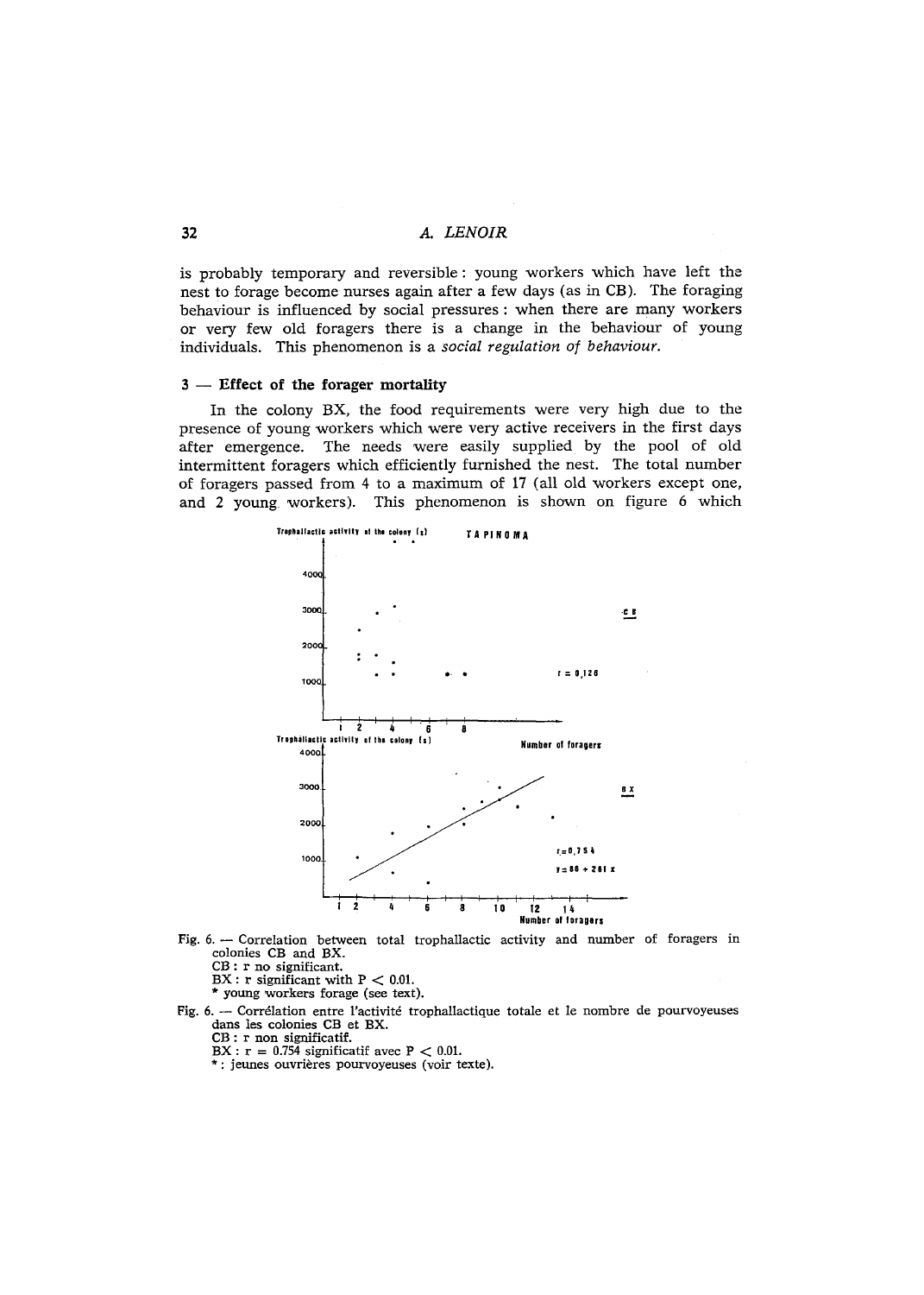is probably temporary and reversible : young workers which have left the nest to forage become nurses again after a few days (as in CB). The foraging behaviour is influenced by social pressures : when there are many workers or very few old foragers there is a change in the behaviour of young individuals. This phenomenon is a *social regulation of behaviour.*

### 3 — Effect of the forager mortality

In the colony BX, the food requirements were very high due to the presence of young workers which were very active receivers in the first days after emergence. The needs were easily supplied by the pool of old intermittent foragers which efficiently furnished the nest. The total number of foragers passed from 4 to a maximum of 17 (all old workers except one, and 2 young workers). This phenomenon is shown on figure 6 which

Trophallactic activity of the colony (s)

TAPINOMA

4000

3000

2000

1000

CB

r = 0,126

1 2 4 6 8

Number of foragers

Trophallactic activity of the colony (s)

4000

3000

2000

1000

BX

r=0,754

y=88 + 261 x

1 2 4 6 8 10 12 14

Number of foragers

Fig. 6. — Correlation between total trophallactic activity and number of foragers in colonies CB and BX.
CB : r no significant.
BX : r significant with $P < 0.01$.
* young workers forage (see text).

Fig. 6. — Corrélation entre l'activité trophallactique totale et le nombre de pourvoyeuses dans les colonies CB et BX.
CB : r non significatif.
BX : r = 0.754 significatif avec $P < 0.01$.
* : jeunes ouvrières pourvoyeuses (voir texte).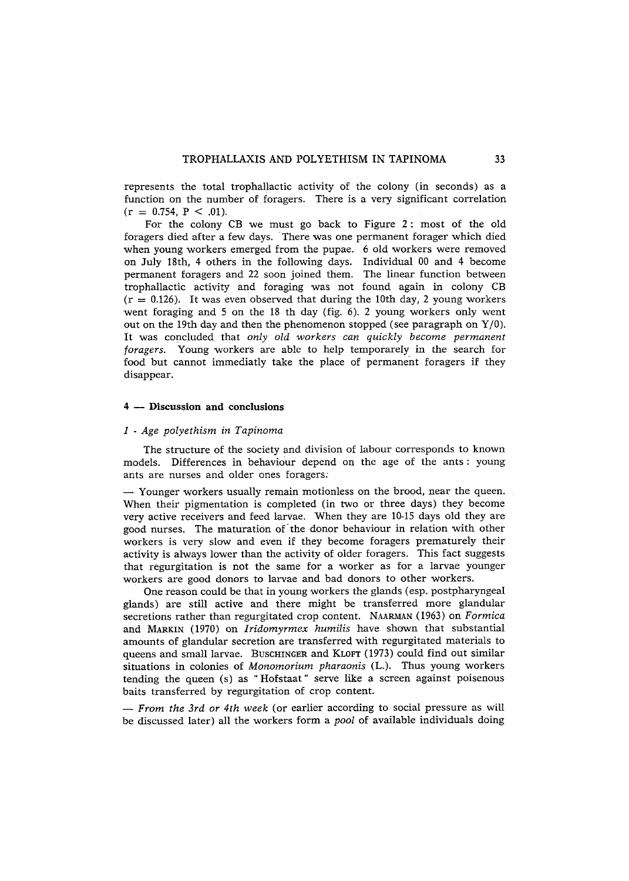represents the total trophallactic activity of the colony (in seconds) as a function on the number of foragers. There is a very significant correlation ($r = 0.754$, $P < .01$).

For the colony CB we must go back to Figure 2 : most of the old foragers died after a few days. There was one permanent forager which died when young workers emerged from the pupae. 6 old workers were removed on July 18th, 4 others in the following days. Individual 00 and 4 become permanent foragers and 22 soon joined them. The linear function between trophallactic activity and foraging was not found again in colony CB ($r = 0.126$). It was even observed that during the 10th day, 2 young workers went foraging and 5 on the 18 th day (fig. 6). 2 young workers only went out on the 19th day and then the phenomenon stopped (see paragraph on Y/0). It was concluded that *only old workers can quickly become permanent foragers*. Young workers are able to help temporarely in the search for food but cannot immediatly take the place of permanent foragers if they disappear.

## 4 — Discussion and conclusions

### *1 - Age polyethism in Tapinoma*

The structure of the society and division of labour corresponds to known models. Differences in behaviour depend on the age of the ants : young ants are nurses and older ones foragers.

— Younger workers usually remain motionless on the brood, near the queen. When their pigmentation is completed (in two or three days) they become very active receivers and feed larvae. When they are 10-15 days old they are good nurses. The maturation of the donor behaviour in relation with other workers is very slow and even if they become foragers prematurely their activity is always lower than the activity of older foragers. This fact suggests that regurgitation is not the same for a worker as for a larvae younger workers are good donors to larvae and bad donors to other workers.

One reason could be that in young workers the glands (esp. postpharyngeal glands) are still active and there might be transferred more glandular secretions rather than regurgitated crop content. NAARMAN (1963) on *Formica* and MARKIN (1970) on *Iridomyrmex humilis* have shown that substantial amounts of glandular secretion are transferred with regurgitated materials to queens and small larvae. BUSCHINGER and KLOFT (1973) could find out similar situations in colonies of *Monomorium pharaonis* (L.). Thus young workers tending the queen (s) as "Hofstaat" serve like a screen against poisenous baits transferred by regurgitation of crop content.

— *From the 3rd or 4th week* (or earlier according to social pressure as will be discussed later) all the workers form a *pool* of available individuals doing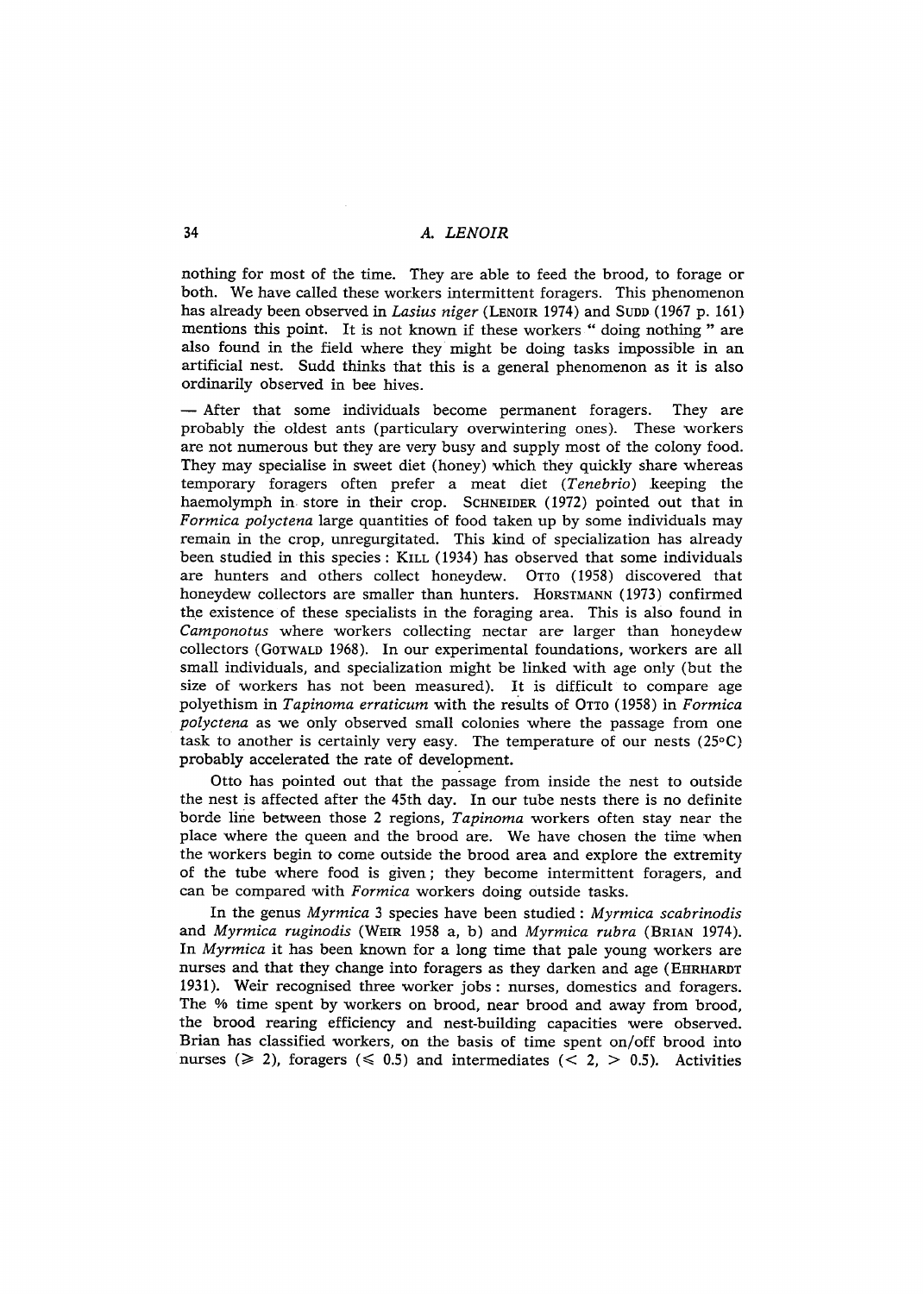nothing for most of the time. They are able to feed the brood, to forage or both. We have called these workers intermittent foragers. This phenomenon has already been observed in *Lasius niger* (LENOIR 1974) and SUDD (1967 p. 161) mentions this point. It is not known if these workers " doing nothing " are also found in the field where they might be doing tasks impossible in an artificial nest. Sudd thinks that this is a general phenomenon as it is also ordinarily observed in bee hives.

— After that some individuals become permanent foragers. They are probably the oldest ants (particulary overwintering ones). These workers are not numerous but they are very busy and supply most of the colony food. They may specialise in sweet diet (honey) which they quickly share whereas temporary foragers often prefer a meat diet (*Tenebrio*) keeping the haemolymph in store in their crop. SCHNEIDER (1972) pointed out that in *Formica polyctena* large quantities of food taken up by some individuals may remain in the crop, unregurgitated. This kind of specialization has already been studied in this species : KILL (1934) has observed that some individuals are hunters and others collect honeydew. OTTO (1958) discovered that honeydew collectors are smaller than hunters. HORSTMANN (1973) confirmed the existence of these specialists in the foraging area. This is also found in *Camponotus* where workers collecting nectar are larger than honeydew collectors (GOTWALD 1968). In our experimental foundations, workers are all small individuals, and specialization might be linked with age only (but the size of workers has not been measured). It is difficult to compare age polyethism in *Tapinoma erraticum* with the results of OTTO (1958) in *Formica polyctena* as we only observed small colonies where the passage from one task to another is certainly very easy. The temperature of our nests (25°C) probably accelerated the rate of development.

Otto has pointed out that the passage from inside the nest to outside the nest is affected after the 45th day. In our tube nests there is no definite borde line between those 2 regions, *Tapinoma* workers often stay near the place where the queen and the brood are. We have chosen the time when the workers begin to come outside the brood area and explore the extremity of the tube where food is given ; they become intermittent foragers, and can be compared with *Formica* workers doing outside tasks.

In the genus *Myrmica* 3 species have been studied : *Myrmica scabrinodis* and *Myrmica ruginodis* (WEIR 1958 a, b) and *Myrmica rubra* (BRIAN 1974). In *Myrmica* it has been known for a long time that pale young workers are nurses and that they change into foragers as they darken and age (EHRHARDT 1931). Weir recognised three worker jobs : nurses, domestics and foragers. The % time spent by workers on brood, near brood and away from brood, the brood rearing efficiency and nest-building capacities were observed. Brian has classified workers, on the basis of time spent on/off brood into nurses ($\geqslant 2$), foragers ($\leqslant 0.5$) and intermediates ($< 2$, $> 0.5$). Activities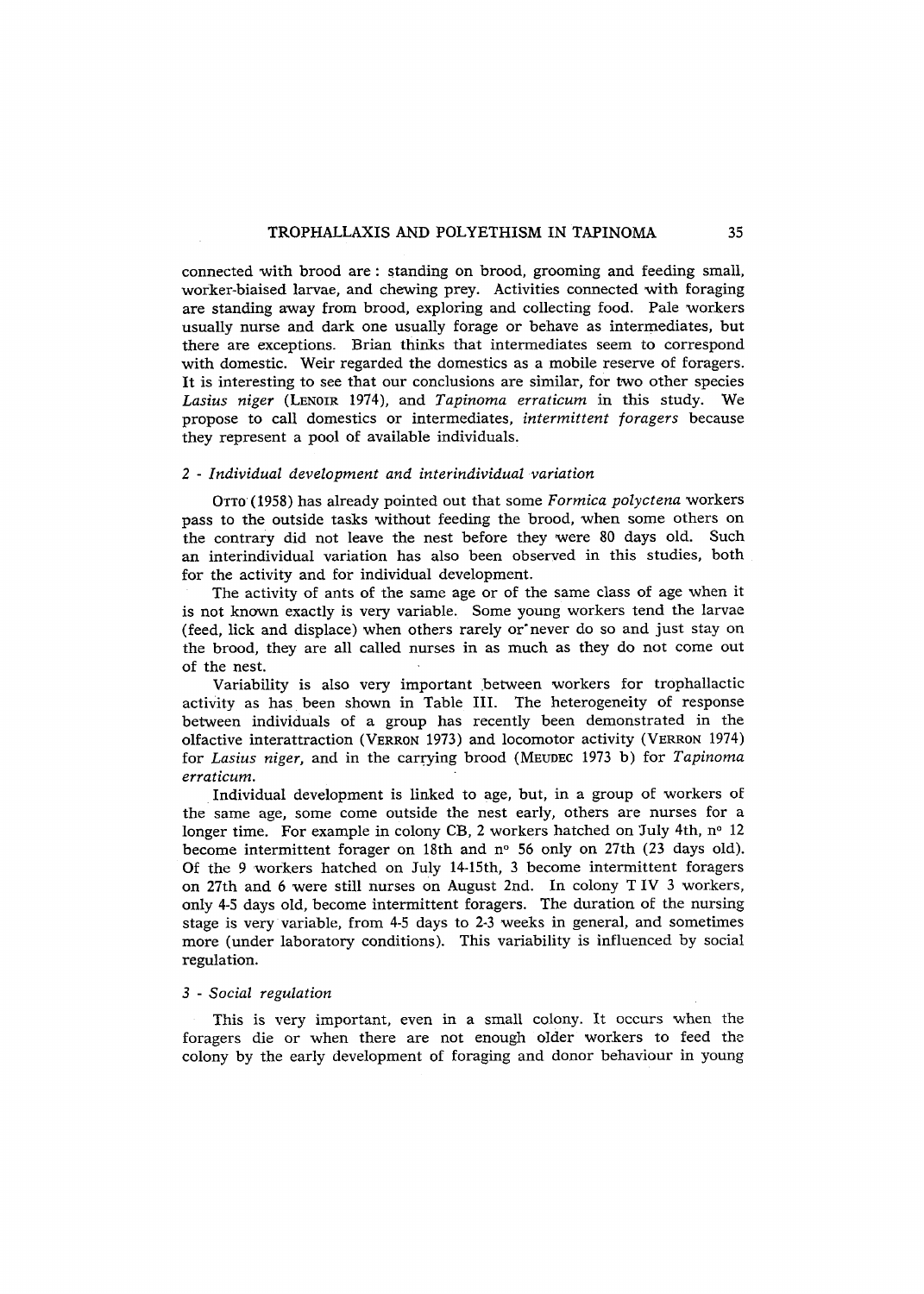connected with brood are : standing on brood, grooming and feeding small, worker-biaised larvae, and chewing prey. Activities connected with foraging are standing away from brood, exploring and collecting food. Pale workers usually nurse and dark one usually forage or behave as intermediates, but there are exceptions. Brian thinks that intermediates seem to correspond with domestic. Weir regarded the domestics as a mobile reserve of foragers. It is interesting to see that our conclusions are similar, for two other species *Lasius niger* (LENOIR 1974), and *Tapinoma erraticum* in this study. We propose to call domestics or intermediates, *intermittent foragers* because they represent a pool of available individuals.

### 2 - *Individual development and interindividual variation*

OTTO (1958) has already pointed out that some *Formica polyctena* workers pass to the outside tasks without feeding the brood, when some others on the contrary did not leave the nest before they were 80 days old. Such an interindividual variation has also been observed in this studies, both for the activity and for individual development.

The activity of ants of the same age or of the same class of age when it is not known exactly is very variable. Some young workers tend the larvae (feed, lick and displace) when others rarely or never do so and just stay on the brood, they are all called nurses in as much as they do not come out of the nest.

Variability is also very important between workers for trophallactic activity as has been shown in Table III. The heterogeneity of response between individuals of a group has recently been demonstrated in the olfactive interattraction (VERRON 1973) and locomotor activity (VERRON 1974) for *Lasius niger*, and in the carrying brood (MEUDEC 1973 b) for *Tapinoma erraticum*.

Individual development is linked to age, but, in a group of workers of the same age, some come outside the nest early, others are nurses for a longer time. For example in colony CB, 2 workers hatched on July 4th, n° 12 become intermittent forager on 18th and n° 56 only on 27th (23 days old). Of the 9 workers hatched on July 14-15th, 3 become intermittent foragers on 27th and 6 were still nurses on August 2nd. In colony T IV 3 workers, only 4-5 days old, become intermittent foragers. The duration of the nursing stage is very variable, from 4-5 days to 2-3 weeks in general, and sometimes more (under laboratory conditions). This variability is influenced by social regulation.

### 3 - *Social regulation*

This is very important, even in a small colony. It occurs when the foragers die or when there are not enough older workers to feed the colony by the early development of foraging and donor behaviour in young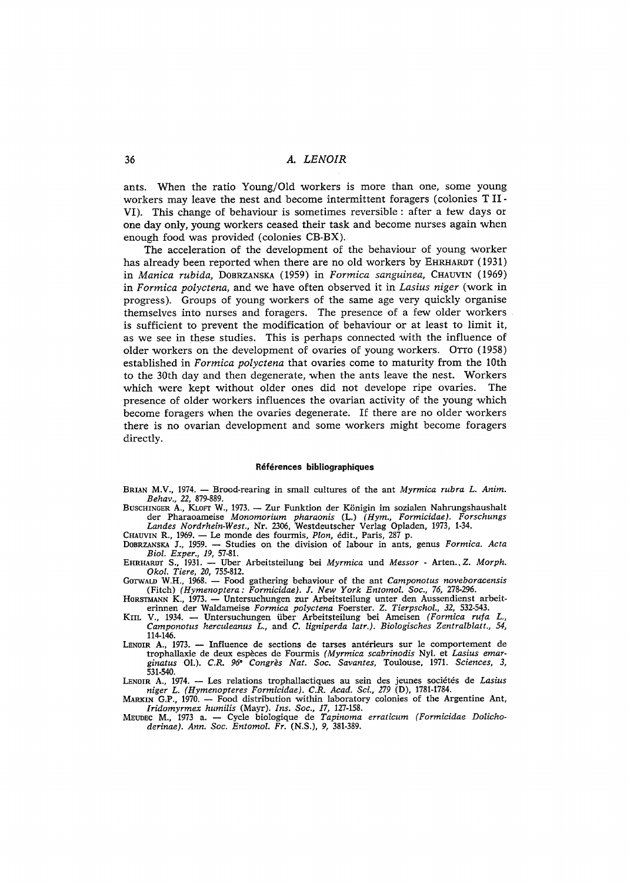ants. When the ratio Young/Old workers is more than one, some young workers may leave the nest and become intermittent foragers (colonies T II - VI). This change of behaviour is sometimes reversible : after a few days or one day only, young workers ceased their task and become nurses again when enough food was provided (colonies CB-BX).

The acceleration of the development of the behaviour of young worker has already been reported when there are no old workers by EHRHARDT (1931) in *Manica rubida*, DOBRZANSKA (1959) in *Formica sanguinea*, CHAUVIN (1969) in *Formica polyctena*, and we have often observed it in *Lasius niger* (work in progress). Groups of young workers of the same age very quickly organise themselves into nurses and foragers. The presence of a few older workers is sufficient to prevent the modification of behaviour or at least to limit it, as we see in these studies. This is perhaps connected with the influence of older workers on the development of ovaries of young workers. OTTO (1958) established in *Formica polyctena* that ovaries come to maturity from the 10th to the 30th day and then degenerate, when the ants leave the nest. Workers which were kept without older ones did not develope ripe ovaries. The presence of older workers influences the ovarian activity of the young which become foragers when the ovaries degenerate. If there are no older workers there is no ovarian development and some workers might become foragers directly.

## Références bibliographiques

BRIAN M.V., 1974. — Brood-rearing in small cultures of the ant *Myrmica rubra L. Anim. Behav.*, *22*, 879-889.

BUSCHINGER A., KLOFT W., 1973. — Zur Funktion der Königin im sozialen Nahrungshaushalt der Pharaoameise *Monomorium pharaonis* (L.) *(Hym., Formicidae). Forschungs Landes Nordrhein-West.*, Nr. 2306, Westdeutscher Verlag Opladen, 1973, 1-34.

CHAUVIN R., 1969. — Le monde des fourmis, *Plon*, édit., Paris, 287 p.

DOBRZANSKA J., 1959. — Studies on the division of labour in ants, genus *Formica. Acta Biol. Exper.*, *19*, 57-81.

EHRHARDT S., 1931. — Über Arbeitsteilung bei *Myrmica* und *Messor* - Arten., *Z. Morph. Okol. Tiere*, *20*, 755-812.

GOTWALD W.H., 1968. — Food gathering behaviour of the ant *Camponotus noveboracensis* (Fitch) *(Hymenoptera : Formicidae). J. New York Entomol. Soc.*, *76*, 278-296.

HORSTMANN K., 1973. — Untersuchungen zur Arbeitsteilung unter den Aussendienst arbeiterinnen der Waldameise *Formica polyctena* Foerster. *Z. Tierpschol.*, *32*, 532-543.

KIIL V., 1934. — Untersuchungen über Arbeitsteilung bei Ameisen *(Formica rufa L., Camponotus herculeanus L.,* and *C. ligniperda latr.). Biologisches Zentralblatt.*, *54*, 114-146.

LENOIR A., 1973. — Influence de sections de tarses antérieurs sur le comportement de trophallaxie de deux espèces de Fourmis *(Myrmica scabrinodis* Nyl. et *Lasius emarginatus* Ol.). *C.R. 96e Congrès Nat. Soc. Savantes*, Toulouse, 1971. *Sciences*, *3*, 531-540.

LENOIR A., 1974. — Les relations trophallactiques au sein des jeunes sociétés de *Lasius niger L. (Hymenopteres Formicidae). C.R. Acad. Sci.*, *279* (D), 1781-1784.

MARKIN G.P., 1970. — Food distribution within laboratory colonies of the Argentine Ant, *Iridomyrmex humilis* (Mayr). *Ins. Soc.*, *17*, 127-158.

MEUDEC M., 1973 a. — Cycle biologique de *Tapinoma erraticum (Formicidae Dolichoderinae). Ann. Soc. Entomol. Fr.* (N.S.), *9*, 381-389.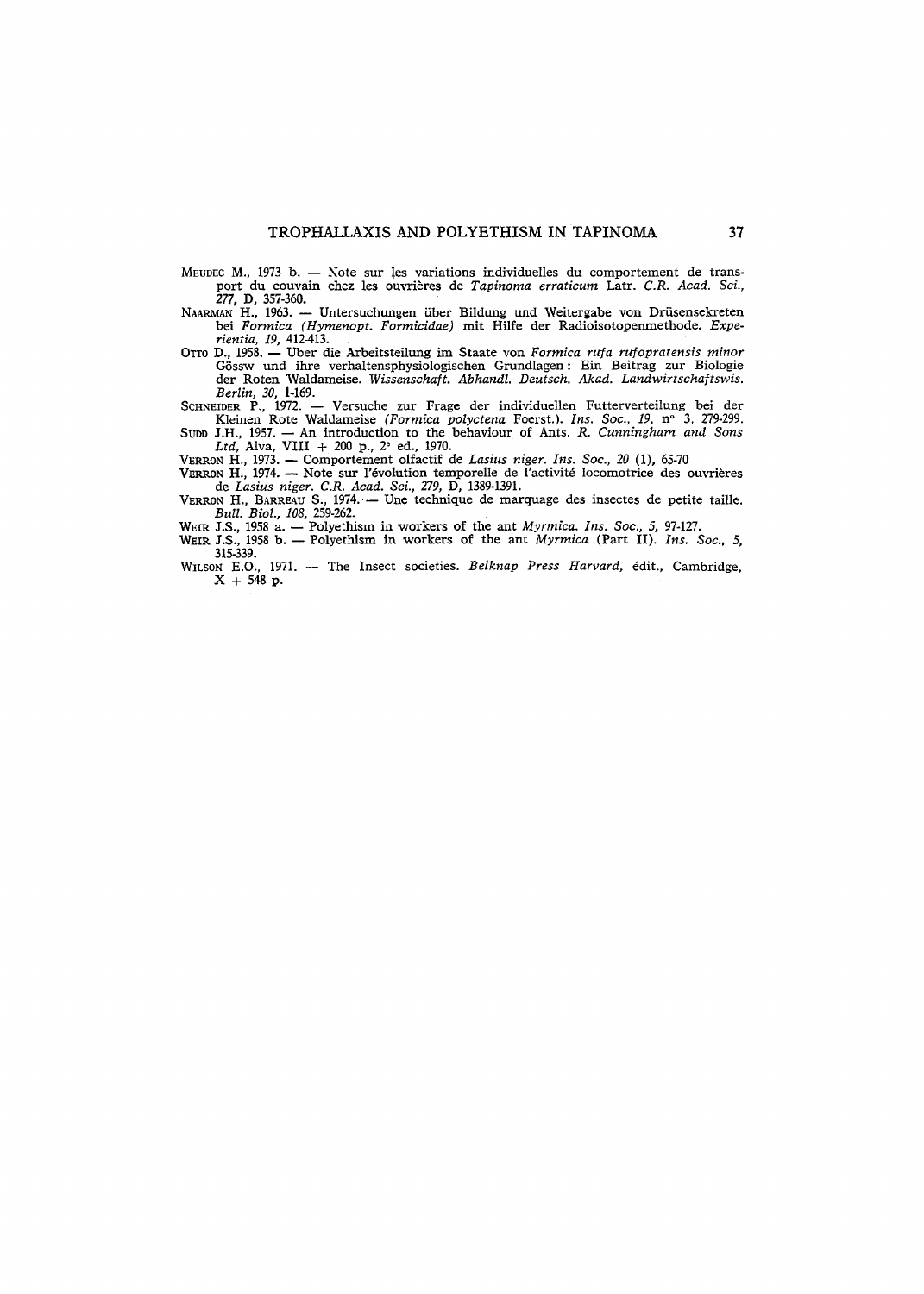MEUDEC M., 1973 b. — Note sur les variations individuelles du comportement de transport du couvain chez les ouvrières de *Tapinoma erraticum* Latr. *C.R. Acad. Sci.*, **277**, D, 357-360.

NAARMAN H., 1963. — Untersuchungen über Bildung und Weitergabe von Drüsensekreten bei *Formica (Hymenopt. Formicidae)* mit Hilfe der Radioisotopenmethode. *Experientia, 19*, 412-413.

OTTO D., 1958. — Uber die Arbeitsteilung im Staate von *Formica rufa rufopratensis minor* Gössw und ihre verhaltensphysiologischen Grundlagen : Ein Beitrag zur Biologie der Roten Waldameise. *Wissenschaft. Abhandl. Deutsch. Akad. Landwirtschaftswis. Berlin, 30*, 1-169.

SCHNEIDER P., 1972. — Versuche zur Frage der individuellen Futterverteilung bei der Kleinen Rote Waldameise *(Formica polyctena* Foerst.). *Ins. Soc., 19*, n° 3, 279-299.

SUDD J.H., 1957. — An introduction to the behaviour of Ants. *R. Cunningham and Sons Ltd*, Alva, VIII + 200 p., 2e ed., 1970.

VERRON H., 1973. — Comportement olfactif de *Lasius niger. Ins. Soc., 20* (1), 65-70

VERRON H., 1974. — Note sur l'évolution temporelle de l'activité locomotrice des ouvrières de *Lasius niger. C.R. Acad. Sci., 279*, D, 1389-1391.

VERRON H., BARREAU S., 1974. — Une technique de marquage des insectes de petite taille. *Bull. Biol., 108*, 259-262.

WEIR J.S., 1958 a. — Polyethism in workers of the ant *Myrmica. Ins. Soc., 5*, 97-127.

WEIR J.S., 1958 b. — Polyethism in workers of the ant *Myrmica* (Part II). *Ins. Soc., 5*, 315-339.

WILSON E.O., 1971. — The Insect societies. *Belknap Press Harvard*, édit., Cambridge, X + 548 p.